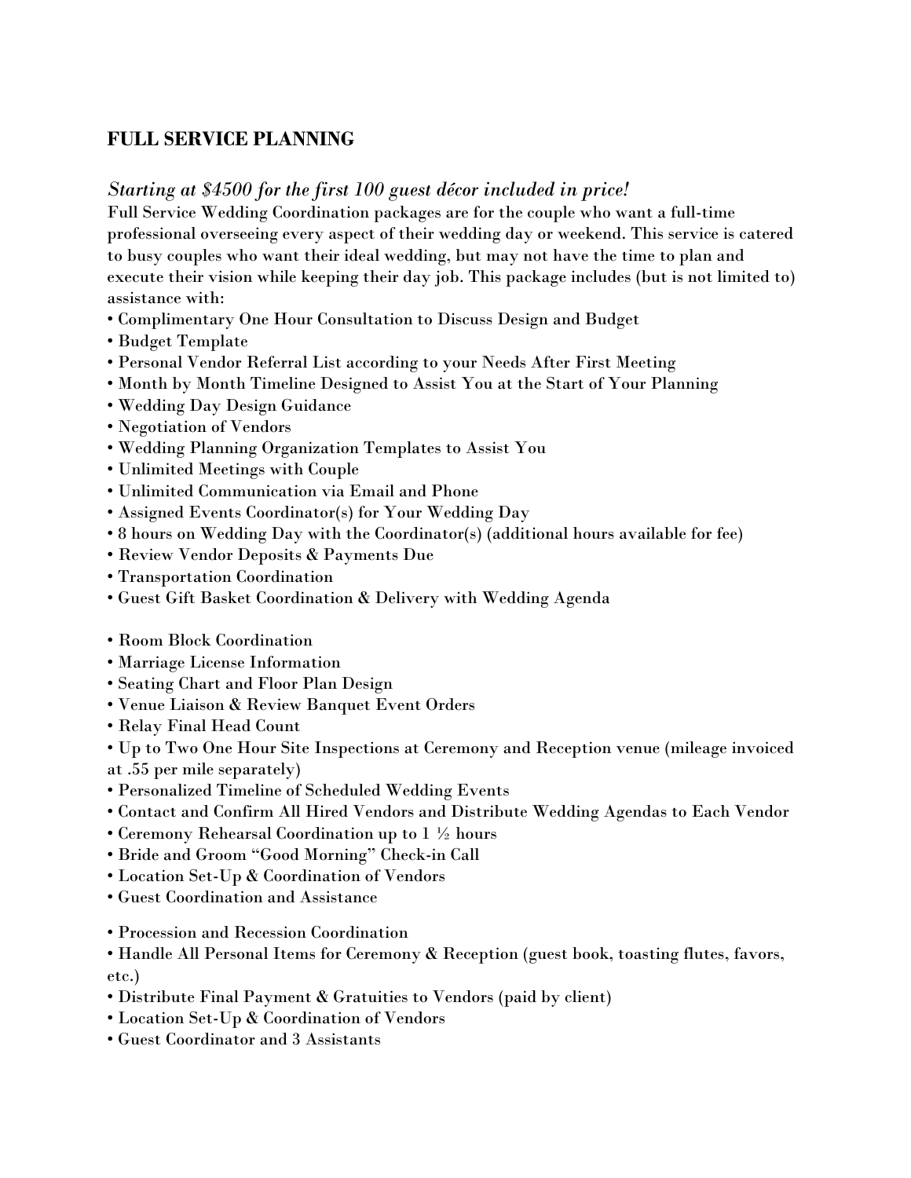## FULL SERVICE PLANNING

*Starting at $4500 for the first 100 guest décor included in price!*

Full Service Wedding Coordination packages are for the couple who want a full-time professional overseeing every aspect of their wedding day or weekend. This service is catered to busy couples who want their ideal wedding, but may not have the time to plan and execute their vision while keeping their day job. This package includes (but is not limited to) assistance with:

- Complimentary One Hour Consultation to Discuss Design and Budget
- Budget Template
- Personal Vendor Referral List according to your Needs After First Meeting
- Month by Month Timeline Designed to Assist You at the Start of Your Planning
- Wedding Day Design Guidance
- Negotiation of Vendors
- Wedding Planning Organization Templates to Assist You
- Unlimited Meetings with Couple
- Unlimited Communication via Email and Phone
- Assigned Events Coordinator(s) for Your Wedding Day
- 8 hours on Wedding Day with the Coordinator(s) (additional hours available for fee)
- Review Vendor Deposits & Payments Due
- Transportation Coordination
- Guest Gift Basket Coordination & Delivery with Wedding Agenda

- Room Block Coordination
- Marriage License Information
- Seating Chart and Floor Plan Design
- Venue Liaison & Review Banquet Event Orders
- Relay Final Head Count
- Up to Two One Hour Site Inspections at Ceremony and Reception venue (mileage invoiced at .55 per mile separately)
- Personalized Timeline of Scheduled Wedding Events
- Contact and Confirm All Hired Vendors and Distribute Wedding Agendas to Each Vendor
- Ceremony Rehearsal Coordination up to 1 ½ hours
- Bride and Groom "Good Morning" Check-in Call
- Location Set-Up & Coordination of Vendors
- Guest Coordination and Assistance

- Procession and Recession Coordination
- Handle All Personal Items for Ceremony & Reception (guest book, toasting flutes, favors, etc.)
- Distribute Final Payment & Gratuities to Vendors (paid by client)
- Location Set-Up & Coordination of Vendors
- Guest Coordinator and 3 Assistants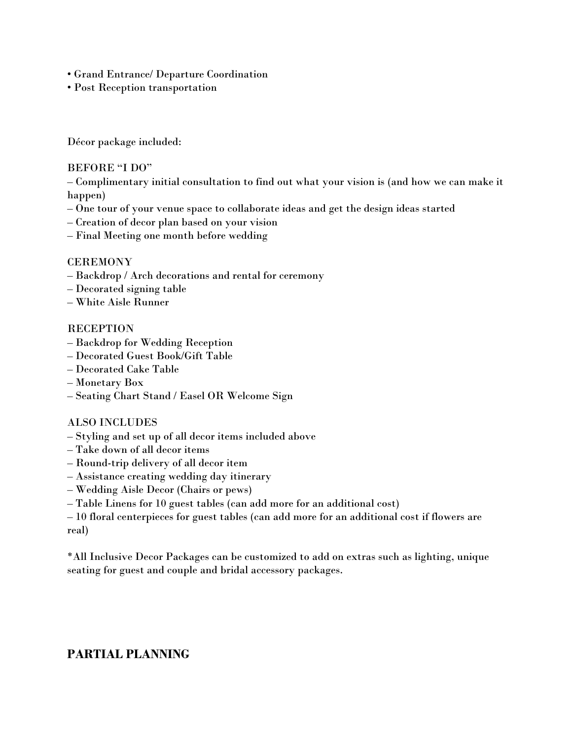• Grand Entrance/ Departure Coordination
• Post Reception transportation

Décor package included:

BEFORE "I DO"
– Complimentary initial consultation to find out what your vision is (and how we can make it happen)
– One tour of your venue space to collaborate ideas and get the design ideas started
– Creation of decor plan based on your vision
– Final Meeting one month before wedding

CEREMONY
– Backdrop / Arch decorations and rental for ceremony
– Decorated signing table
– White Aisle Runner

RECEPTION
– Backdrop for Wedding Reception
– Decorated Guest Book/Gift Table
– Decorated Cake Table
– Monetary Box
– Seating Chart Stand / Easel OR Welcome Sign

ALSO INCLUDES
– Styling and set up of all decor items included above
– Take down of all decor items
– Round-trip delivery of all decor item
– Assistance creating wedding day itinerary
– Wedding Aisle Decor (Chairs or pews)
– Table Linens for 10 guest tables (can add more for an additional cost)
– 10 floral centerpieces for guest tables (can add more for an additional cost if flowers are real)

*All Inclusive Decor Packages can be customized to add on extras such as lighting, unique seating for guest and couple and bridal accessory packages.

## PARTIAL PLANNING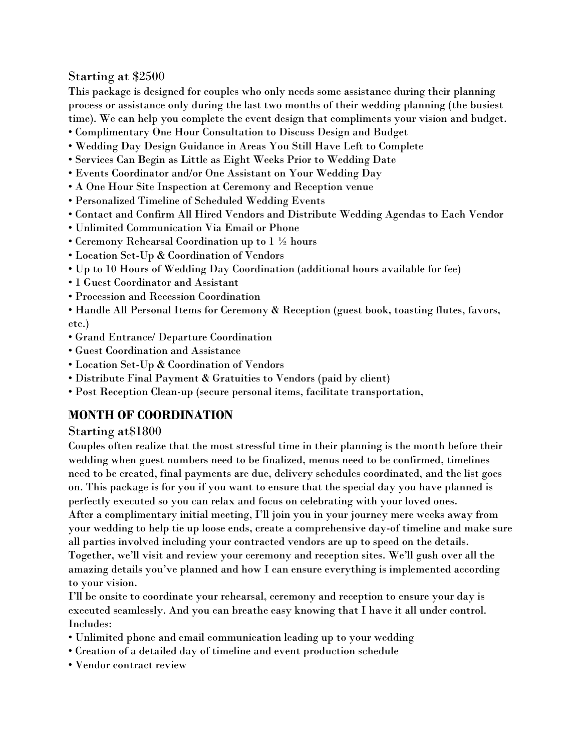Starting at $2500

This package is designed for couples who only needs some assistance during their planning process or assistance only during the last two months of their wedding planning (the busiest time). We can help you complete the event design that compliments your vision and budget.

- Complimentary One Hour Consultation to Discuss Design and Budget
- Wedding Day Design Guidance in Areas You Still Have Left to Complete
- Services Can Begin as Little as Eight Weeks Prior to Wedding Date
- Events Coordinator and/or One Assistant on Your Wedding Day
- A One Hour Site Inspection at Ceremony and Reception venue
- Personalized Timeline of Scheduled Wedding Events
- Contact and Confirm All Hired Vendors and Distribute Wedding Agendas to Each Vendor
- Unlimited Communication Via Email or Phone
- Ceremony Rehearsal Coordination up to 1 ½ hours
- Location Set-Up & Coordination of Vendors
- Up to 10 Hours of Wedding Day Coordination (additional hours available for fee)
- 1 Guest Coordinator and Assistant
- Procession and Recession Coordination
- Handle All Personal Items for Ceremony & Reception (guest book, toasting flutes, favors, etc.)
- Grand Entrance/ Departure Coordination
- Guest Coordination and Assistance
- Location Set-Up & Coordination of Vendors
- Distribute Final Payment & Gratuities to Vendors (paid by client)
- Post Reception Clean-up (secure personal items, facilitate transportation,

## MONTH OF COORDINATION

Starting at$1800

Couples often realize that the most stressful time in their planning is the month before their wedding when guest numbers need to be finalized, menus need to be confirmed, timelines need to be created, final payments are due, delivery schedules coordinated, and the list goes on. This package is for you if you want to ensure that the special day you have planned is perfectly executed so you can relax and focus on celebrating with your loved ones.

After a complimentary initial meeting, I'll join you in your journey mere weeks away from your wedding to help tie up loose ends, create a comprehensive day-of timeline and make sure all parties involved including your contracted vendors are up to speed on the details. Together, we'll visit and review your ceremony and reception sites. We'll gush over all the amazing details you've planned and how I can ensure everything is implemented according to your vision.

I'll be onsite to coordinate your rehearsal, ceremony and reception to ensure your day is executed seamlessly. And you can breathe easy knowing that I have it all under control.

Includes:

- Unlimited phone and email communication leading up to your wedding
- Creation of a detailed day of timeline and event production schedule
- Vendor contract review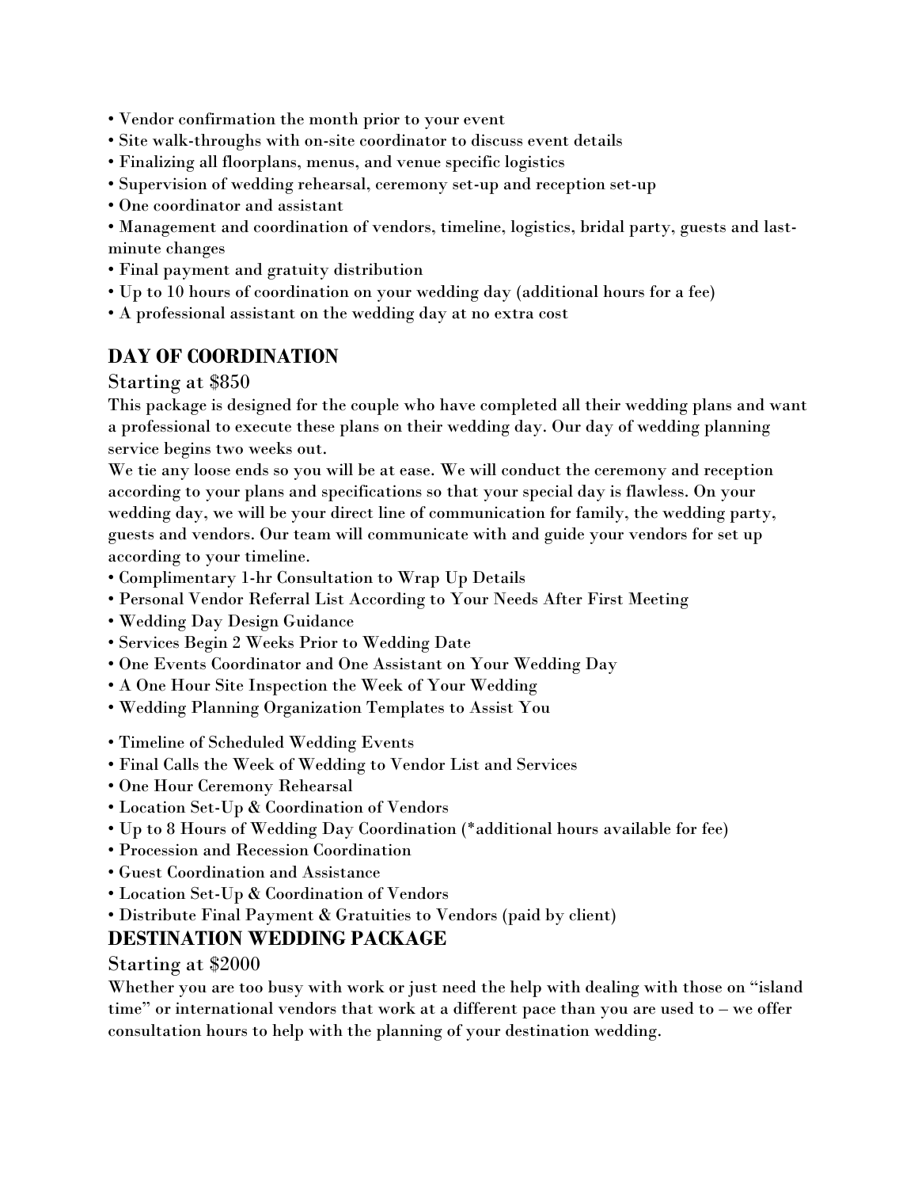- Vendor confirmation the month prior to your event
- Site walk-throughs with on-site coordinator to discuss event details
- Finalizing all floorplans, menus, and venue specific logistics
- Supervision of wedding rehearsal, ceremony set-up and reception set-up
- One coordinator and assistant
- Management and coordination of vendors, timeline, logistics, bridal party, guests and last-minute changes
- Final payment and gratuity distribution
- Up to 10 hours of coordination on your wedding day (additional hours for a fee)
- A professional assistant on the wedding day at no extra cost

## DAY OF COORDINATION

Starting at $850

This package is designed for the couple who have completed all their wedding plans and want a professional to execute these plans on their wedding day. Our day of wedding planning service begins two weeks out.

We tie any loose ends so you will be at ease. We will conduct the ceremony and reception according to your plans and specifications so that your special day is flawless. On your wedding day, we will be your direct line of communication for family, the wedding party, guests and vendors. Our team will communicate with and guide your vendors for set up according to your timeline.

- Complimentary 1-hr Consultation to Wrap Up Details
- Personal Vendor Referral List According to Your Needs After First Meeting
- Wedding Day Design Guidance
- Services Begin 2 Weeks Prior to Wedding Date
- One Events Coordinator and One Assistant on Your Wedding Day
- A One Hour Site Inspection the Week of Your Wedding
- Wedding Planning Organization Templates to Assist You

- Timeline of Scheduled Wedding Events
- Final Calls the Week of Wedding to Vendor List and Services
- One Hour Ceremony Rehearsal
- Location Set-Up & Coordination of Vendors
- Up to 8 Hours of Wedding Day Coordination (*additional hours available for fee)
- Procession and Recession Coordination
- Guest Coordination and Assistance
- Location Set-Up & Coordination of Vendors
- Distribute Final Payment & Gratuities to Vendors (paid by client)

## DESTINATION WEDDING PACKAGE

Starting at $2000

Whether you are too busy with work or just need the help with dealing with those on "island time" or international vendors that work at a different pace than you are used to – we offer consultation hours to help with the planning of your destination wedding.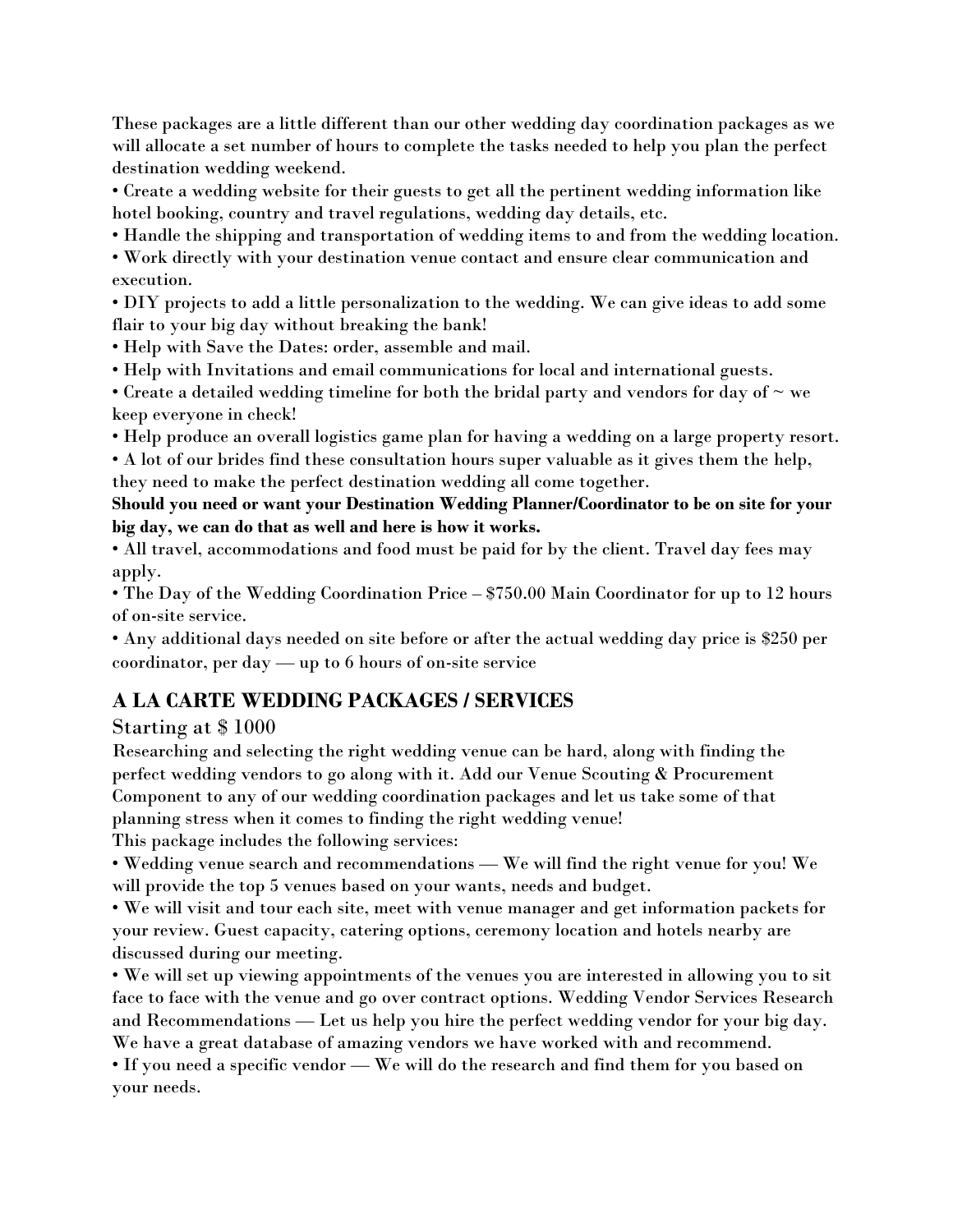These packages are a little different than our other wedding day coordination packages as we will allocate a set number of hours to complete the tasks needed to help you plan the perfect destination wedding weekend.

- Create a wedding website for their guests to get all the pertinent wedding information like hotel booking, country and travel regulations, wedding day details, etc.
- Handle the shipping and transportation of wedding items to and from the wedding location.
- Work directly with your destination venue contact and ensure clear communication and execution.
- DIY projects to add a little personalization to the wedding. We can give ideas to add some flair to your big day without breaking the bank!
- Help with Save the Dates: order, assemble and mail.
- Help with Invitations and email communications for local and international guests.
- Create a detailed wedding timeline for both the bridal party and vendors for day of ~ we keep everyone in check!
- Help produce an overall logistics game plan for having a wedding on a large property resort.
- A lot of our brides find these consultation hours super valuable as it gives them the help, they need to make the perfect destination wedding all come together.

**Should you need or want your Destination Wedding Planner/Coordinator to be on site for your big day, we can do that as well and here is how it works.**

- All travel, accommodations and food must be paid for by the client. Travel day fees may apply.
- The Day of the Wedding Coordination Price – $750.00 Main Coordinator for up to 12 hours of on-site service.
- Any additional days needed on site before or after the actual wedding day price is $250 per coordinator, per day — up to 6 hours of on-site service

## A LA CARTE WEDDING PACKAGES / SERVICES

Starting at $ 1000

Researching and selecting the right wedding venue can be hard, along with finding the perfect wedding vendors to go along with it. Add our Venue Scouting & Procurement Component to any of our wedding coordination packages and let us take some of that planning stress when it comes to finding the right wedding venue!

This package includes the following services:

- Wedding venue search and recommendations — We will find the right venue for you! We will provide the top 5 venues based on your wants, needs and budget.
- We will visit and tour each site, meet with venue manager and get information packets for your review. Guest capacity, catering options, ceremony location and hotels nearby are discussed during our meeting.
- We will set up viewing appointments of the venues you are interested in allowing you to sit face to face with the venue and go over contract options. Wedding Vendor Services Research and Recommendations — Let us help you hire the perfect wedding vendor for your big day. We have a great database of amazing vendors we have worked with and recommend.
- If you need a specific vendor — We will do the research and find them for you based on your needs.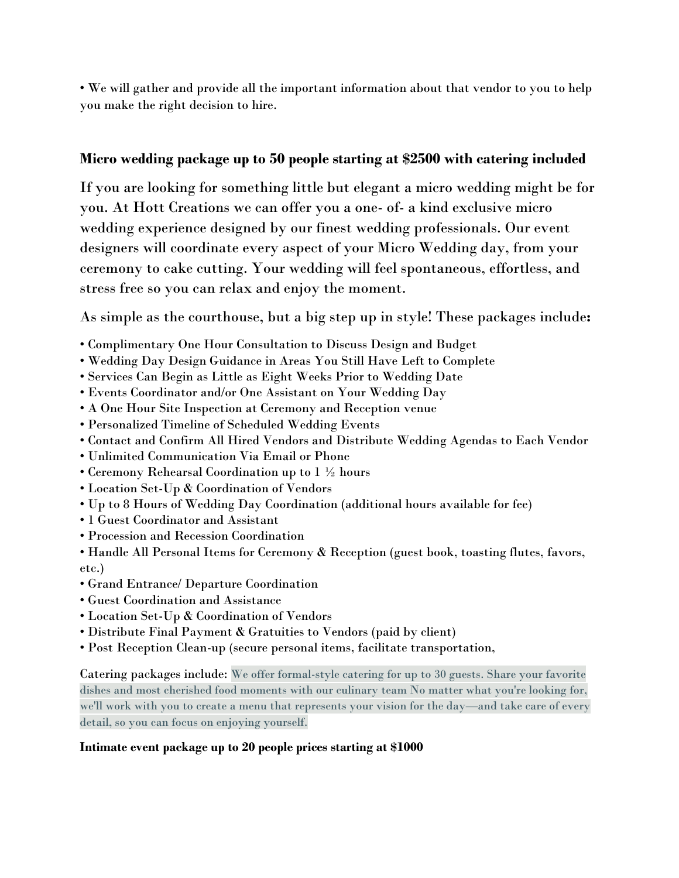• We will gather and provide all the important information about that vendor to you to help you make the right decision to hire.

**Micro wedding package up to 50 people starting at $2500 with catering included**

If you are looking for something little but elegant a micro wedding might be for you. At Hott Creations we can offer you a one- of- a kind exclusive micro wedding experience designed by our finest wedding professionals. Our event designers will coordinate every aspect of your Micro Wedding day, from your ceremony to cake cutting. Your wedding will feel spontaneous, effortless, and stress free so you can relax and enjoy the moment.

As simple as the courthouse, but a big step up in style! These packages include**:**

• Complimentary One Hour Consultation to Discuss Design and Budget
• Wedding Day Design Guidance in Areas You Still Have Left to Complete
• Services Can Begin as Little as Eight Weeks Prior to Wedding Date
• Events Coordinator and/or One Assistant on Your Wedding Day
• A One Hour Site Inspection at Ceremony and Reception venue
• Personalized Timeline of Scheduled Wedding Events
• Contact and Confirm All Hired Vendors and Distribute Wedding Agendas to Each Vendor
• Unlimited Communication Via Email or Phone
• Ceremony Rehearsal Coordination up to 1 ½ hours
• Location Set-Up & Coordination of Vendors
• Up to 8 Hours of Wedding Day Coordination (additional hours available for fee)
• 1 Guest Coordinator and Assistant
• Procession and Recession Coordination
• Handle All Personal Items for Ceremony & Reception (guest book, toasting flutes, favors, etc.)
• Grand Entrance/ Departure Coordination
• Guest Coordination and Assistance
• Location Set-Up & Coordination of Vendors
• Distribute Final Payment & Gratuities to Vendors (paid by client)
• Post Reception Clean-up (secure personal items, facilitate transportation,

Catering packages include: We offer formal-style catering for up to 30 guests. Share your favorite dishes and most cherished food moments with our culinary team No matter what you're looking for, we'll work with you to create a menu that represents your vision for the day—and take care of every detail, so you can focus on enjoying yourself.

**Intimate event package up to 20 people prices starting at $1000**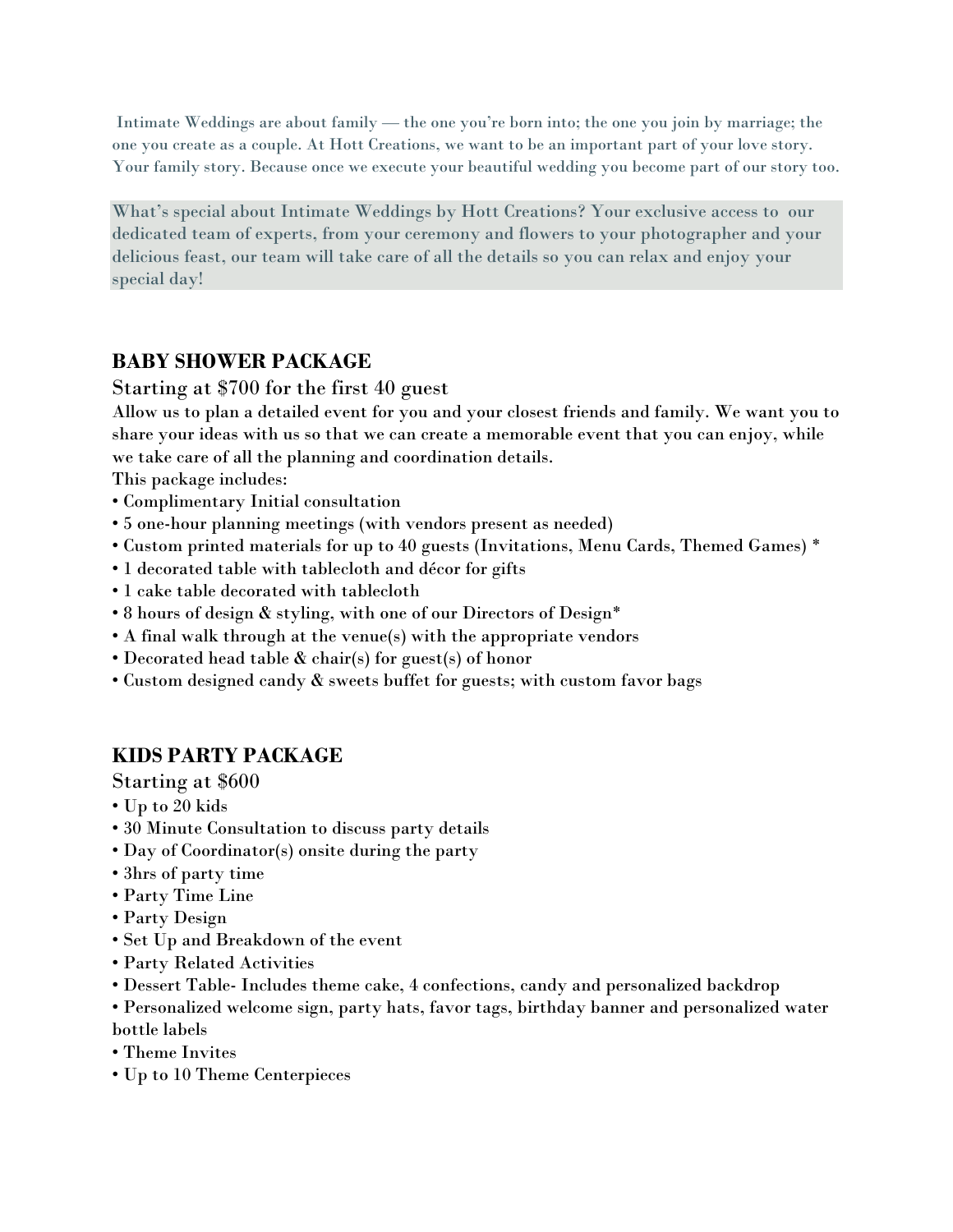Intimate Weddings are about family — the one you're born into; the one you join by marriage; the one you create as a couple. At Hott Creations, we want to be an important part of your love story. Your family story. Because once we execute your beautiful wedding you become part of our story too.

What's special about Intimate Weddings by Hott Creations? Your exclusive access to our dedicated team of experts, from your ceremony and flowers to your photographer and your delicious feast, our team will take care of all the details so you can relax and enjoy your special day!

## BABY SHOWER PACKAGE

Starting at $700 for the first 40 guest

Allow us to plan a detailed event for you and your closest friends and family. We want you to share your ideas with us so that we can create a memorable event that you can enjoy, while we take care of all the planning and coordination details.

This package includes:

- Complimentary Initial consultation
- 5 one-hour planning meetings (with vendors present as needed)
- Custom printed materials for up to 40 guests (Invitations, Menu Cards, Themed Games) *
- 1 decorated table with tablecloth and décor for gifts
- 1 cake table decorated with tablecloth
- 8 hours of design & styling, with one of our Directors of Design*
- A final walk through at the venue(s) with the appropriate vendors
- Decorated head table & chair(s) for guest(s) of honor
- Custom designed candy & sweets buffet for guests; with custom favor bags

## KIDS PARTY PACKAGE

Starting at $600

- Up to 20 kids
- 30 Minute Consultation to discuss party details
- Day of Coordinator(s) onsite during the party
- 3hrs of party time
- Party Time Line
- Party Design
- Set Up and Breakdown of the event
- Party Related Activities
- Dessert Table- Includes theme cake, 4 confections, candy and personalized backdrop
- Personalized welcome sign, party hats, favor tags, birthday banner and personalized water bottle labels
- Theme Invites
- Up to 10 Theme Centerpieces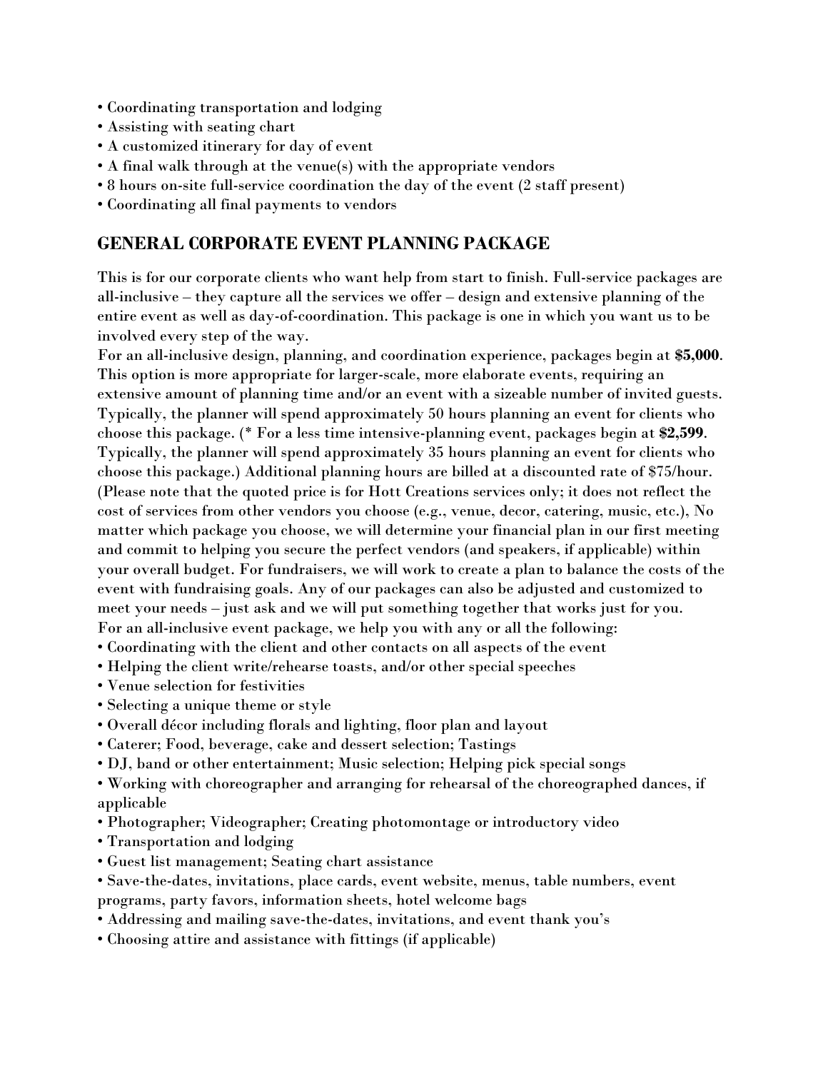- Coordinating transportation and lodging
- Assisting with seating chart
- A customized itinerary for day of event
- A final walk through at the venue(s) with the appropriate vendors
- 8 hours on-site full-service coordination the day of the event (2 staff present)
- Coordinating all final payments to vendors

## GENERAL CORPORATE EVENT PLANNING PACKAGE

This is for our corporate clients who want help from start to finish. Full-service packages are all-inclusive – they capture all the services we offer – design and extensive planning of the entire event as well as day-of-coordination. This package is one in which you want us to be involved every step of the way.
For an all-inclusive design, planning, and coordination experience, packages begin at **$5,000**. This option is more appropriate for larger-scale, more elaborate events, requiring an extensive amount of planning time and/or an event with a sizeable number of invited guests. Typically, the planner will spend approximately 50 hours planning an event for clients who choose this package. (* For a less time intensive-planning event, packages begin at **$2,599**. Typically, the planner will spend approximately 35 hours planning an event for clients who choose this package.) Additional planning hours are billed at a discounted rate of $75/hour. (Please note that the quoted price is for Hott Creations services only; it does not reflect the cost of services from other vendors you choose (e.g., venue, decor, catering, music, etc.), No matter which package you choose, we will determine your financial plan in our first meeting and commit to helping you secure the perfect vendors (and speakers, if applicable) within your overall budget. For fundraisers, we will work to create a plan to balance the costs of the event with fundraising goals. Any of our packages can also be adjusted and customized to meet your needs – just ask and we will put something together that works just for you.
For an all-inclusive event package, we help you with any or all the following:

- Coordinating with the client and other contacts on all aspects of the event
- Helping the client write/rehearse toasts, and/or other special speeches
- Venue selection for festivities
- Selecting a unique theme or style
- Overall décor including florals and lighting, floor plan and layout
- Caterer; Food, beverage, cake and dessert selection; Tastings
- DJ, band or other entertainment; Music selection; Helping pick special songs
- Working with choreographer and arranging for rehearsal of the choreographed dances, if applicable
- Photographer; Videographer; Creating photomontage or introductory video
- Transportation and lodging
- Guest list management; Seating chart assistance
- Save-the-dates, invitations, place cards, event website, menus, table numbers, event programs, party favors, information sheets, hotel welcome bags
- Addressing and mailing save-the-dates, invitations, and event thank you's
- Choosing attire and assistance with fittings (if applicable)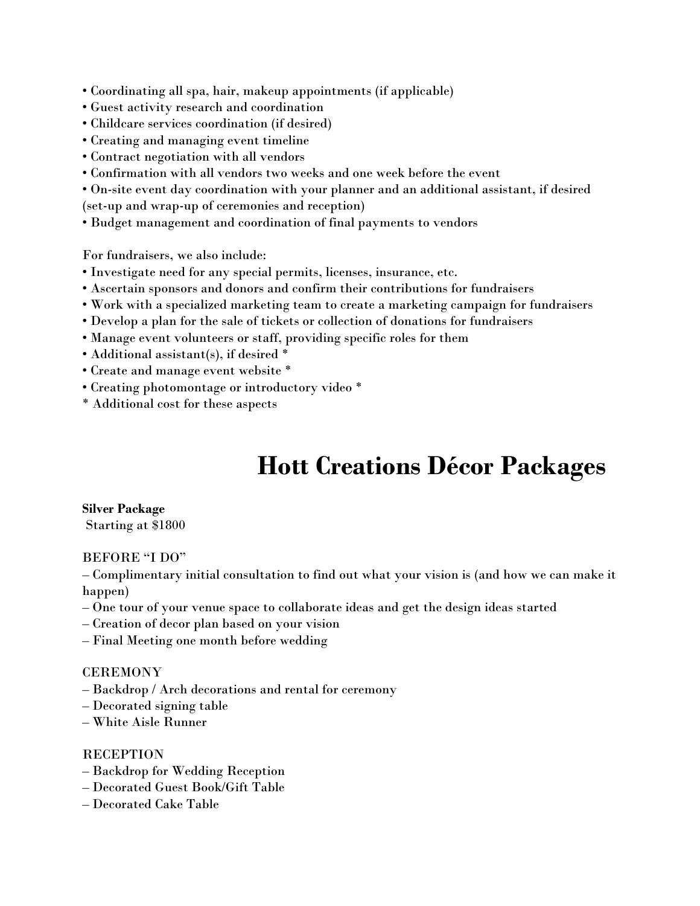- Coordinating all spa, hair, makeup appointments (if applicable)
- Guest activity research and coordination
- Childcare services coordination (if desired)
- Creating and managing event timeline
- Contract negotiation with all vendors
- Confirmation with all vendors two weeks and one week before the event
- On-site event day coordination with your planner and an additional assistant, if desired (set-up and wrap-up of ceremonies and reception)
- Budget management and coordination of final payments to vendors

For fundraisers, we also include:

- Investigate need for any special permits, licenses, insurance, etc.
- Ascertain sponsors and donors and confirm their contributions for fundraisers
- Work with a specialized marketing team to create a marketing campaign for fundraisers
- Develop a plan for the sale of tickets or collection of donations for fundraisers
- Manage event volunteers or staff, providing specific roles for them
- Additional assistant(s), if desired *
- Create and manage event website *
- Creating photomontage or introductory video *

\* Additional cost for these aspects

# Hott Creations Décor Packages

**Silver Package**
Starting at $1800

BEFORE "I DO"

– Complimentary initial consultation to find out what your vision is (and how we can make it happen)
– One tour of your venue space to collaborate ideas and get the design ideas started
– Creation of decor plan based on your vision
– Final Meeting one month before wedding

CEREMONY

– Backdrop / Arch decorations and rental for ceremony
– Decorated signing table
– White Aisle Runner

RECEPTION

– Backdrop for Wedding Reception
– Decorated Guest Book/Gift Table
– Decorated Cake Table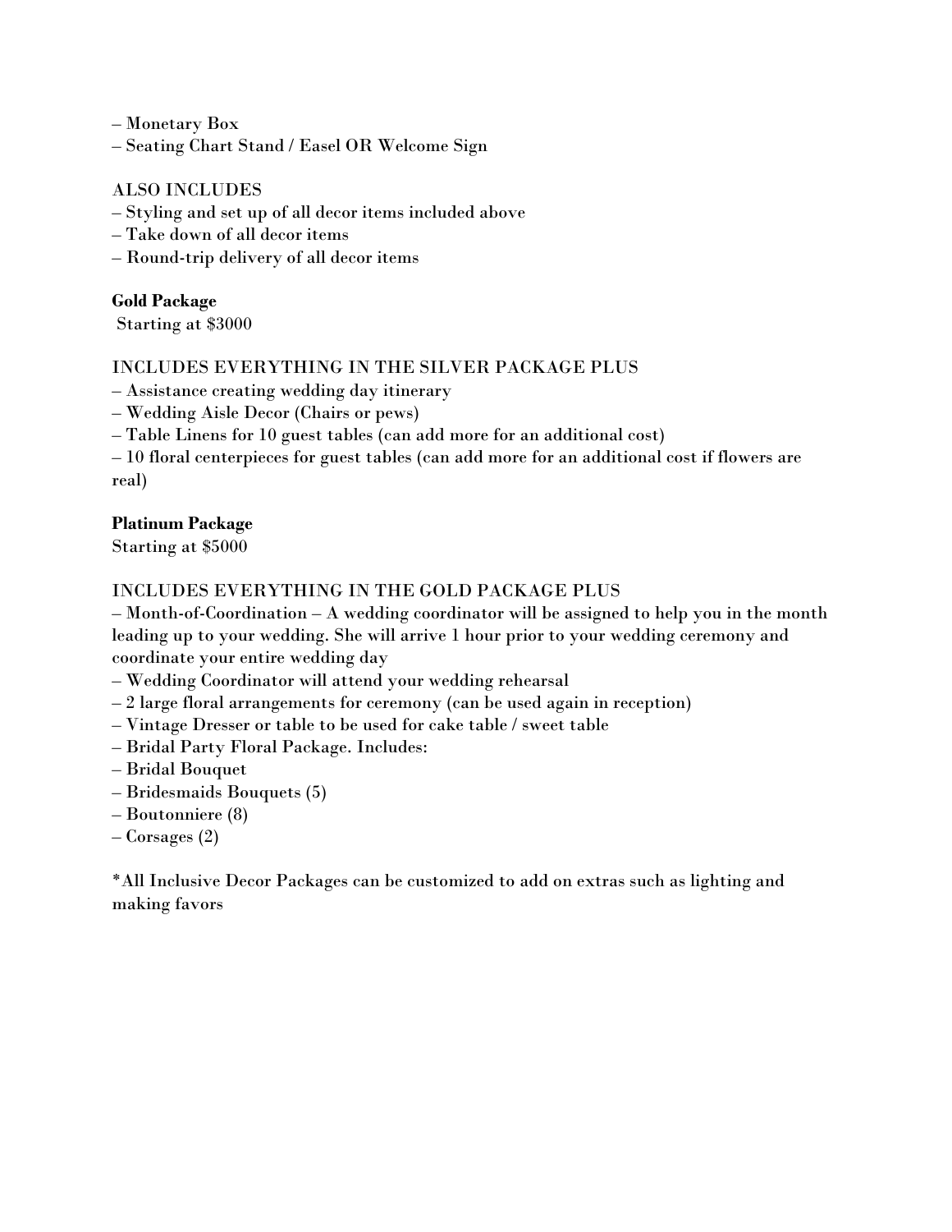– Monetary Box
– Seating Chart Stand / Easel OR Welcome Sign

ALSO INCLUDES
– Styling and set up of all decor items included above
– Take down of all decor items
– Round-trip delivery of all decor items

**Gold Package**
Starting at $3000

INCLUDES EVERYTHING IN THE SILVER PACKAGE PLUS
– Assistance creating wedding day itinerary
– Wedding Aisle Decor (Chairs or pews)
– Table Linens for 10 guest tables (can add more for an additional cost)
– 10 floral centerpieces for guest tables (can add more for an additional cost if flowers are real)

**Platinum Package**
Starting at $5000

INCLUDES EVERYTHING IN THE GOLD PACKAGE PLUS
– Month-of-Coordination – A wedding coordinator will be assigned to help you in the month leading up to your wedding. She will arrive 1 hour prior to your wedding ceremony and coordinate your entire wedding day
– Wedding Coordinator will attend your wedding rehearsal
– 2 large floral arrangements for ceremony (can be used again in reception)
– Vintage Dresser or table to be used for cake table / sweet table
– Bridal Party Floral Package. Includes:
– Bridal Bouquet
– Bridesmaids Bouquets (5)
– Boutonniere (8)
– Corsages (2)

*All Inclusive Decor Packages can be customized to add on extras such as lighting and making favors